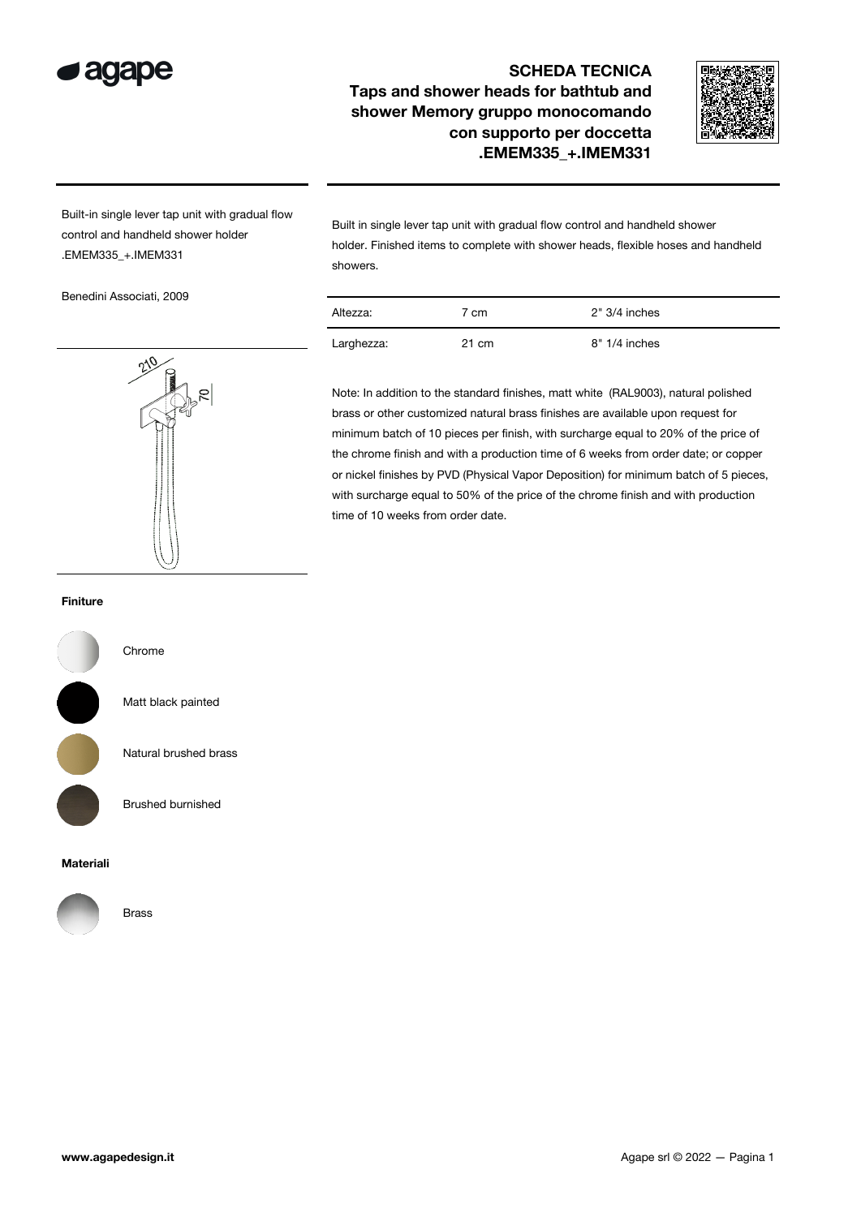# SCHEDA TECNICA

## Taps and shower heads for bathtub and shower Memory gruppo monocomando con supporto per doccetta .EMEM335_+.IMEM331

Built-in single lever tap unit with gradual flow control and handheld shower holder .EMEM335_+.IMEM331

Benedini Associati, 2009

Built in single lever tap unit with gradual flow control and handheld shower holder. Finished items to complete with shower heads, flexible hoses and handheld showers.

| | | |
|---|---|---|
| Altezza: | 7 cm | 2" 3/4 inches |
| Larghezza: | 21 cm | 8" 1/4 inches |

Note: In addition to the standard finishes, matt white (RAL9003), natural polished brass or other customized natural brass finishes are available upon request for minimum batch of 10 pieces per finish, with surcharge equal to 20% of the price of the chrome finish and with a production time of 6 weeks from order date; or copper or nickel finishes by PVD (Physical Vapor Deposition) for minimum batch of 5 pieces, with surcharge equal to 50% of the price of the chrome finish and with production time of 10 weeks from order date.

**Finiture**

- Chrome
- Matt black painted
- Natural brushed brass
- Brushed burnished

**Materiali**

- Brass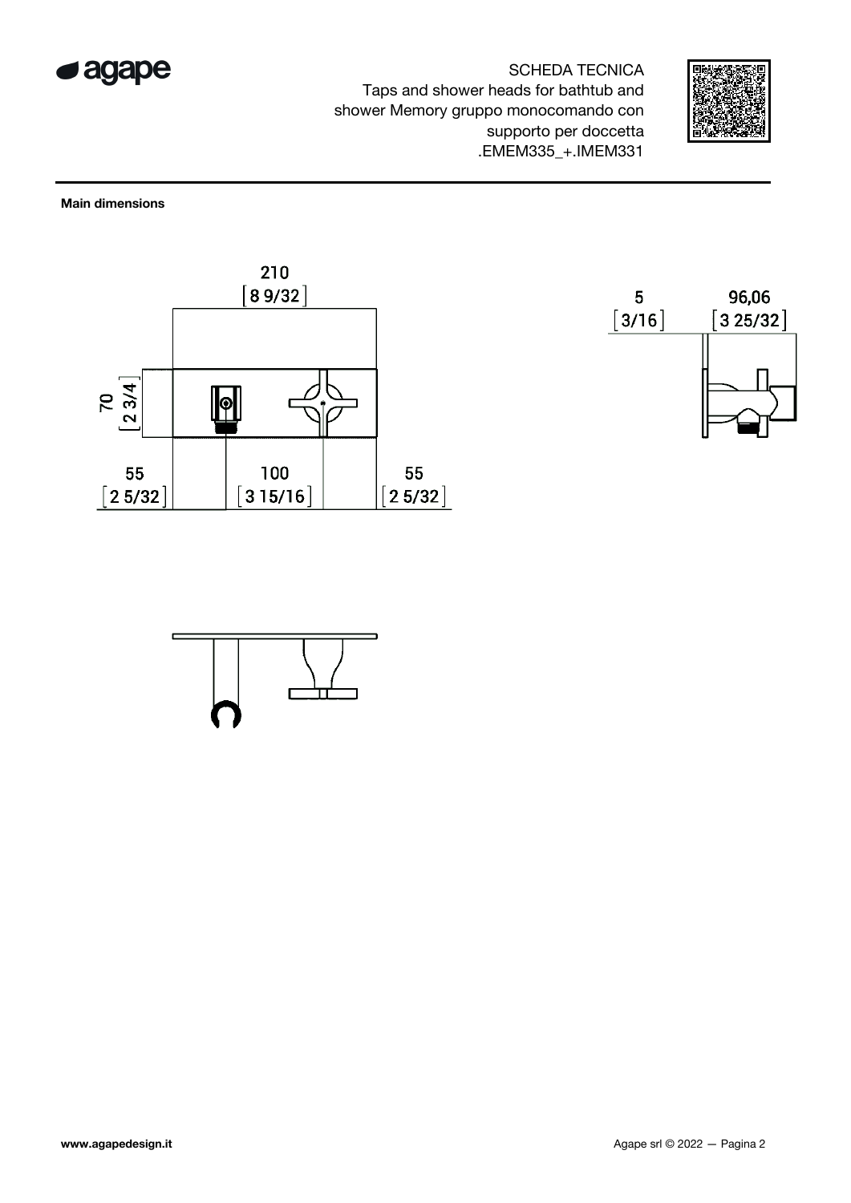SCHEDA TECNICA
Taps and shower heads for bathtub and shower Memory gruppo monocomando con supporto per doccetta
.EMEM335_+.IMEM331

**Main dimensions**

210
[8 9/32]

70
[2 3/4]

55
[2 5/32]

100
[3 15/16]

55
[2 5/32]

5
[3/16]

96,06
[3 25/32]

www.agapedesign.it

Agape srl © 2022 — Pagina 2